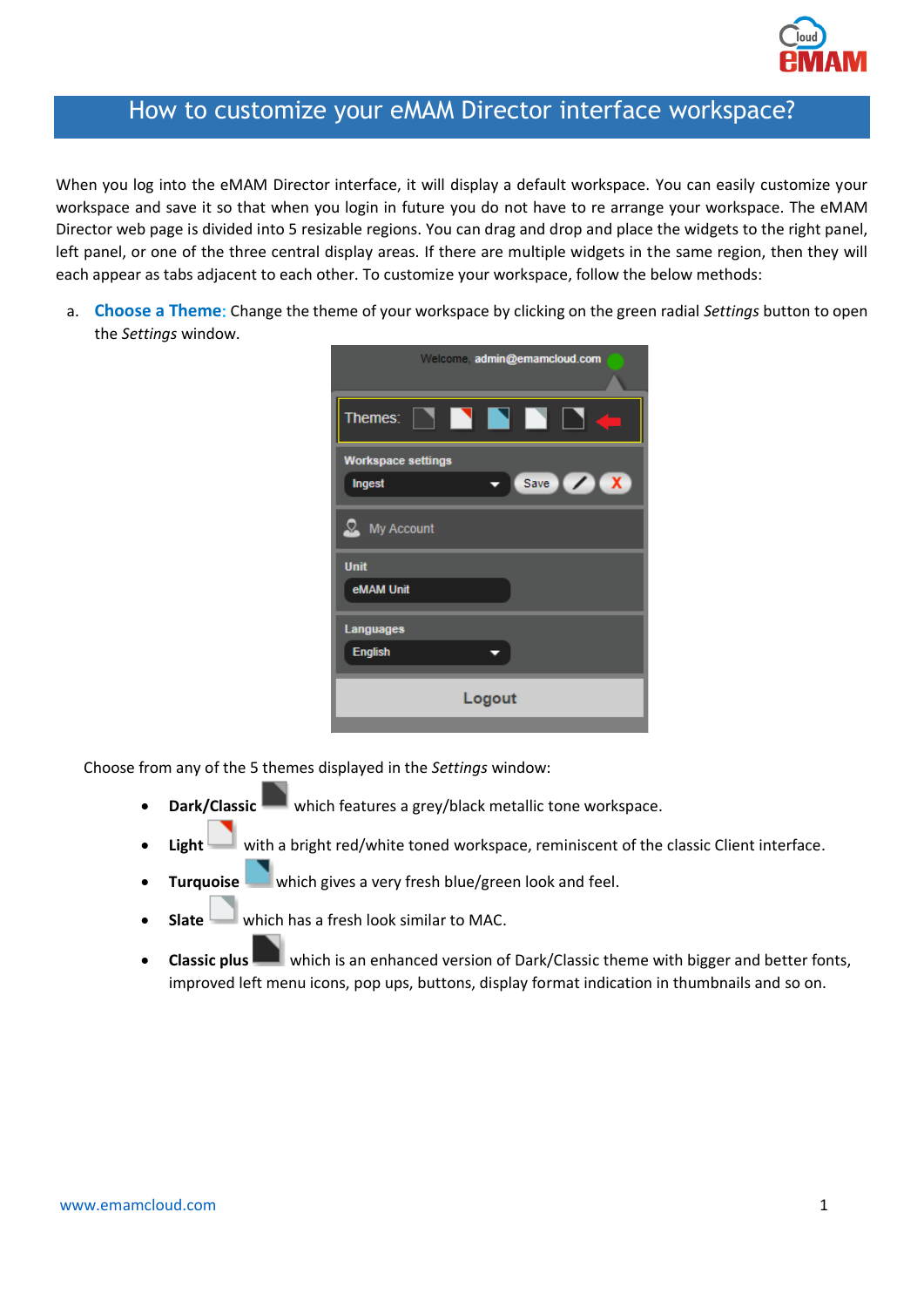# How to customize your eMAM Director interface workspace?

When you log into the eMAM Director interface, it will display a default workspace. You can easily customize your workspace and save it so that when you login in future you do not have to re arrange your workspace. The eMAM Director web page is divided into 5 resizable regions. You can drag and drop and place the widgets to the right panel, left panel, or one of the three central display areas. If there are multiple widgets in the same region, then they will each appear as tabs adjacent to each other. To customize your workspace, follow the below methods:

a. **Choose a Theme:** Change the theme of your workspace by clicking on the green radial *Settings* button to open the *Settings* window.

Choose from any of the 5 themes displayed in the *Settings* window:

- **Dark/Classic** which features a grey/black metallic tone workspace.
- **Light** with a bright red/white toned workspace, reminiscent of the classic Client interface.
- **Turquoise** which gives a very fresh blue/green look and feel.
- **Slate** which has a fresh look similar to MAC.
- **Classic plus** which is an enhanced version of Dark/Classic theme with bigger and better fonts, improved left menu icons, pop ups, buttons, display format indication in thumbnails and so on.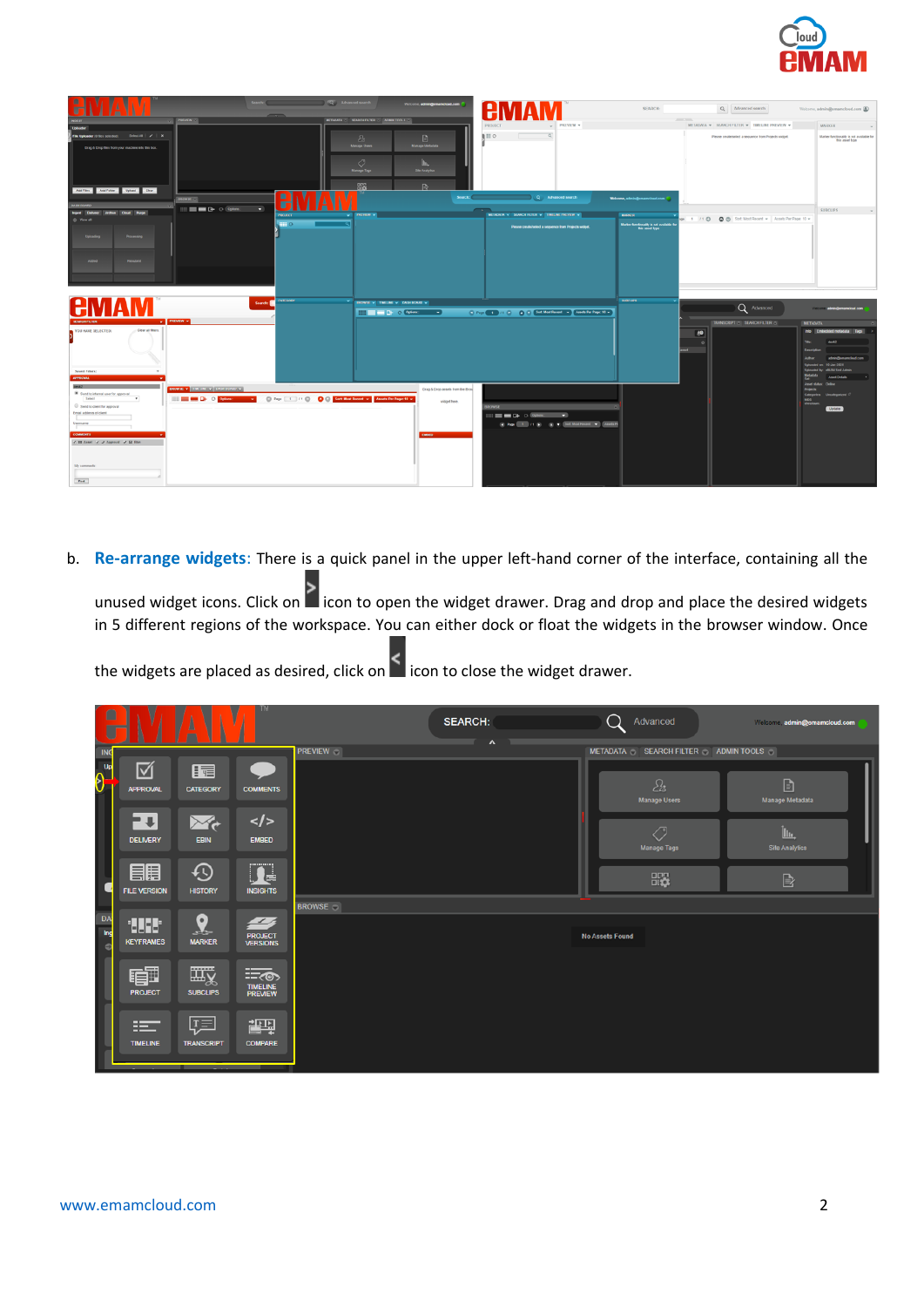b. **Re-arrange widgets**: There is a quick panel in the upper left-hand corner of the interface, containing all the unused widget icons. Click on > icon to open the widget drawer. Drag and drop and place the desired widgets in 5 different regions of the workspace. You can either dock or float the widgets in the browser window. Once the widgets are placed as desired, click on < icon to close the widget drawer.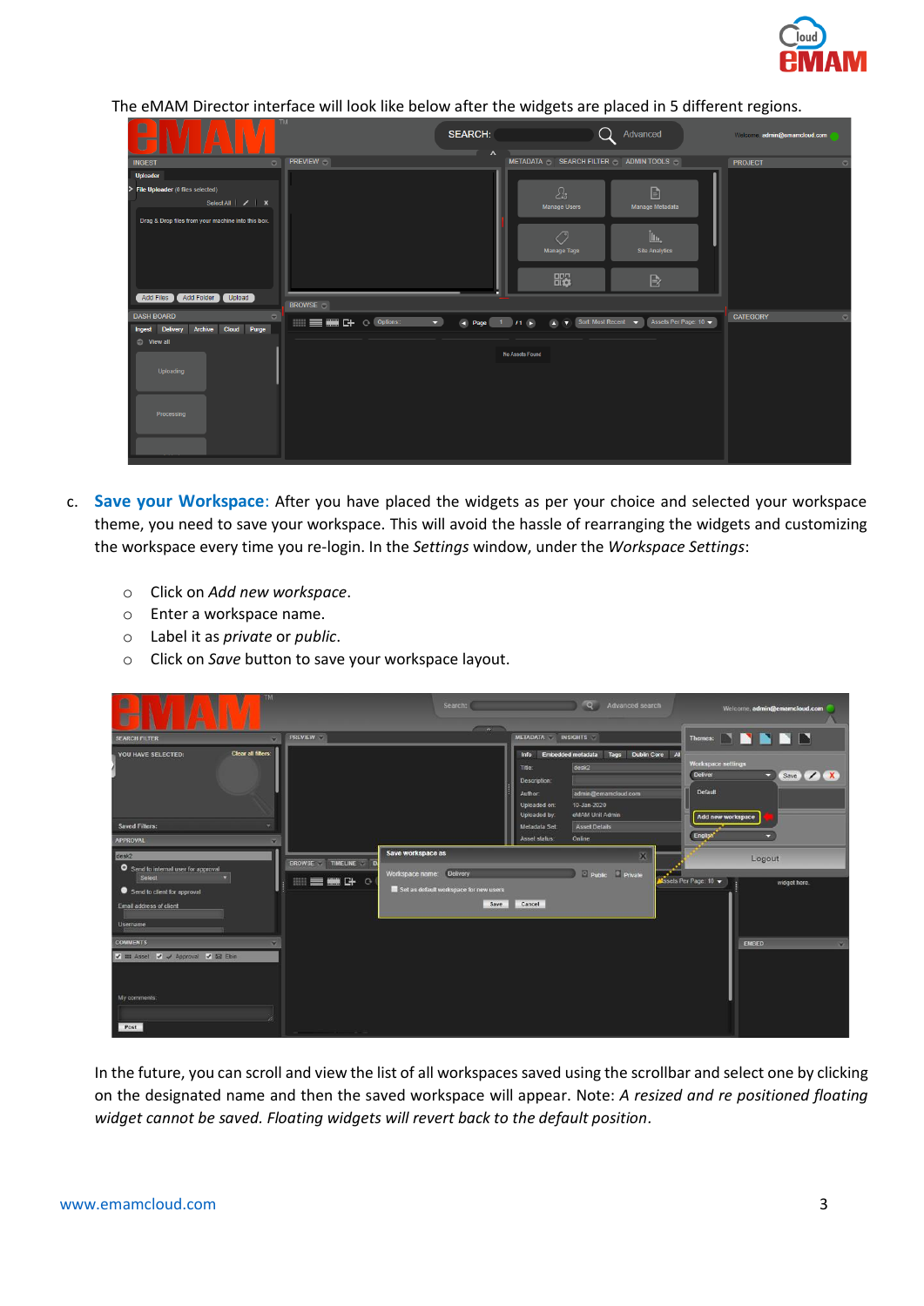The eMAM Director interface will look like below after the widgets are placed in 5 different regions.

c. **Save your Workspace**: After you have placed the widgets as per your choice and selected your workspace theme, you need to save your workspace. This will avoid the hassle of rearranging the widgets and customizing the workspace every time you re-login. In the *Settings* window, under the *Workspace Settings*:

- Click on *Add new workspace*.
- Enter a workspace name.
- Label it as *private* or *public*.
- Click on *Save* button to save your workspace layout.

In the future, you can scroll and view the list of all workspaces saved using the scrollbar and select one by clicking on the designated name and then the saved workspace will appear. Note: *A resized and re positioned floating widget cannot be saved. Floating widgets will revert back to the default position*.

www.emamcloud.com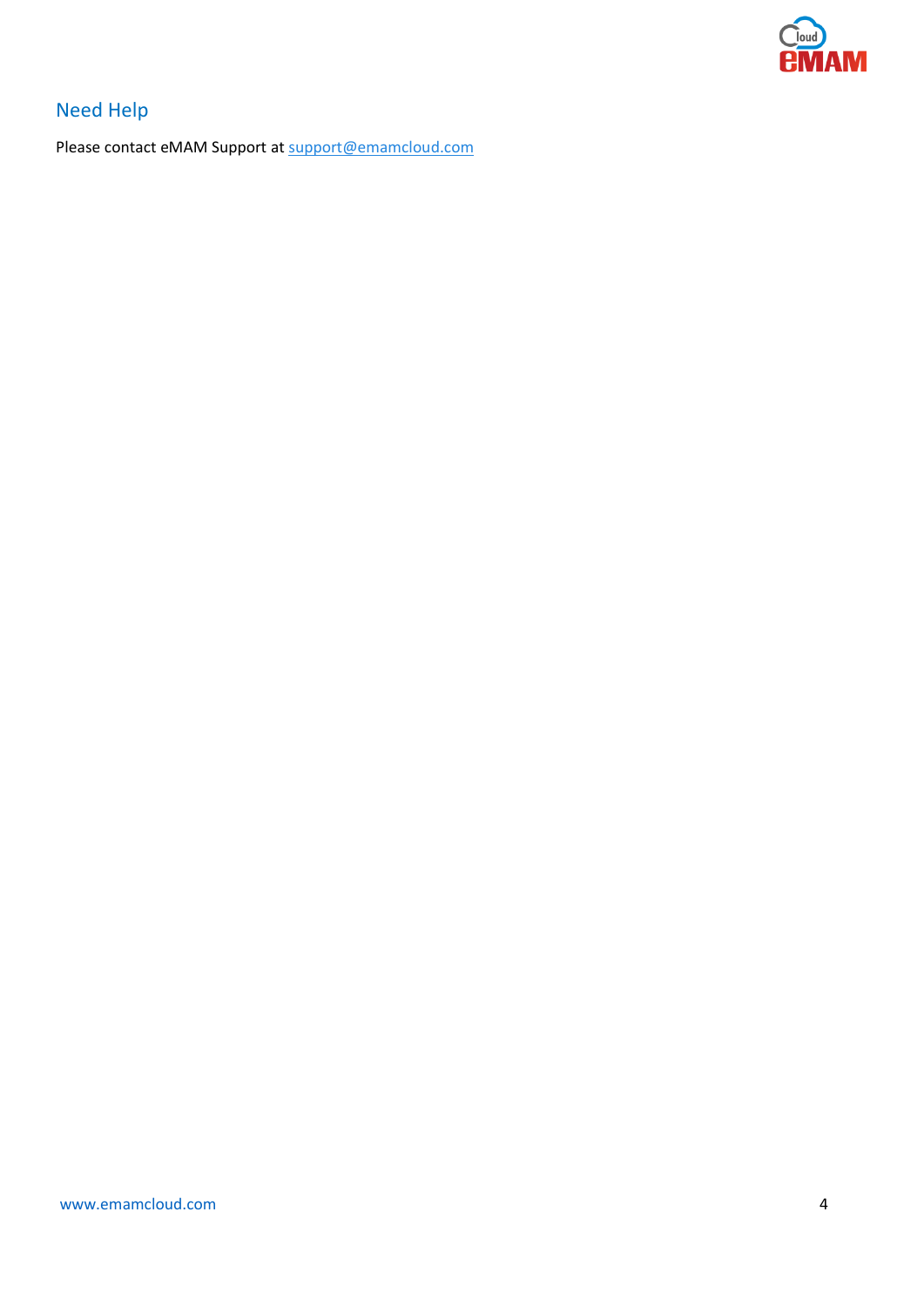## Need Help

Please contact eMAM Support at [support@emamcloud.com](mailto:support@emamcloud.com)